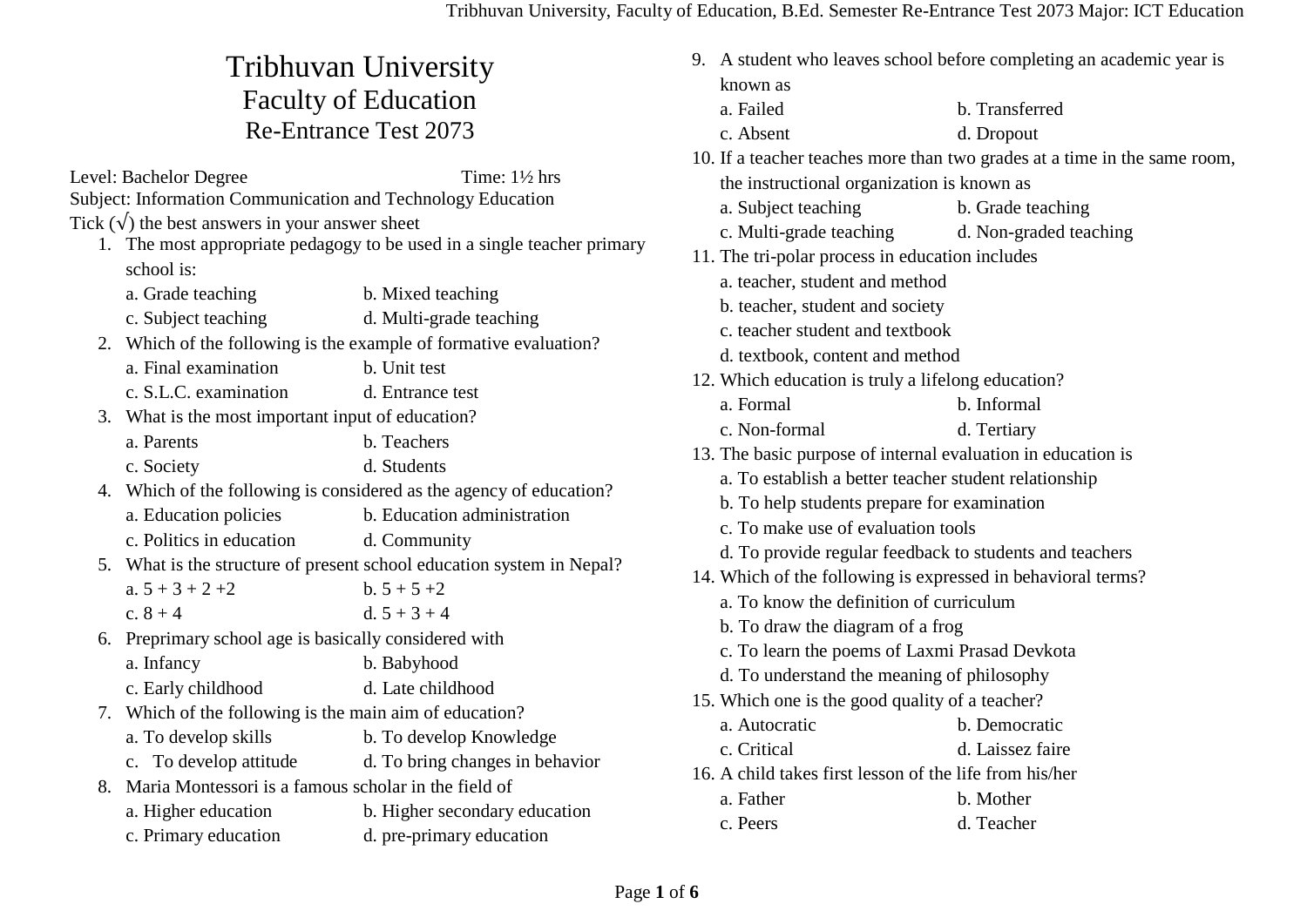# Tribhuvan University
## Faculty of Education
## Re-Entrance Test 2073

Level: Bachelor Degree Time: 1½ hrs
Subject: Information Communication and Technology Education
Tick (√) the best answers in your answer sheet

1. The most appropriate pedagogy to be used in a single teacher primary school is:
   a. Grade teaching b. Mixed teaching
   c. Subject teaching d. Multi-grade teaching
2. Which of the following is the example of formative evaluation?
   a. Final examination b. Unit test
   c. S.L.C. examination d. Entrance test
3. What is the most important input of education?
   a. Parents b. Teachers
   c. Society d. Students
4. Which of the following is considered as the agency of education?
   a. Education policies b. Education administration
   c. Politics in education d. Community
5. What is the structure of present school education system in Nepal?
   a. 5 + 3 + 2 +2 b. 5 + 5 +2
   c. 8 + 4 d. 5 + 3 + 4
6. Preprimary school age is basically considered with
   a. Infancy b. Babyhood
   c. Early childhood d. Late childhood
7. Which of the following is the main aim of education?
   a. To develop skills b. To develop Knowledge
   c. To develop attitude d. To bring changes in behavior
8. Maria Montessori is a famous scholar in the field of
   a. Higher education b. Higher secondary education
   c. Primary education d. pre-primary education
9. A student who leaves school before completing an academic year is known as
   a. Failed b. Transferred
   c. Absent d. Dropout
10. If a teacher teaches more than two grades at a time in the same room, the instructional organization is known as
    a. Subject teaching b. Grade teaching
    c. Multi-grade teaching d. Non-graded teaching
11. The tri-polar process in education includes
    a. teacher, student and method
    b. teacher, student and society
    c. teacher student and textbook
    d. textbook, content and method
12. Which education is truly a lifelong education?
    a. Formal b. Informal
    c. Non-formal d. Tertiary
13. The basic purpose of internal evaluation in education is
    a. To establish a better teacher student relationship
    b. To help students prepare for examination
    c. To make use of evaluation tools
    d. To provide regular feedback to students and teachers
14. Which of the following is expressed in behavioral terms?
    a. To know the definition of curriculum
    b. To draw the diagram of a frog
    c. To learn the poems of Laxmi Prasad Devkota
    d. To understand the meaning of philosophy
15. Which one is the good quality of a teacher?
    a. Autocratic b. Democratic
    c. Critical d. Laissez faire
16. A child takes first lesson of the life from his/her
    a. Father b. Mother
    c. Peers d. Teacher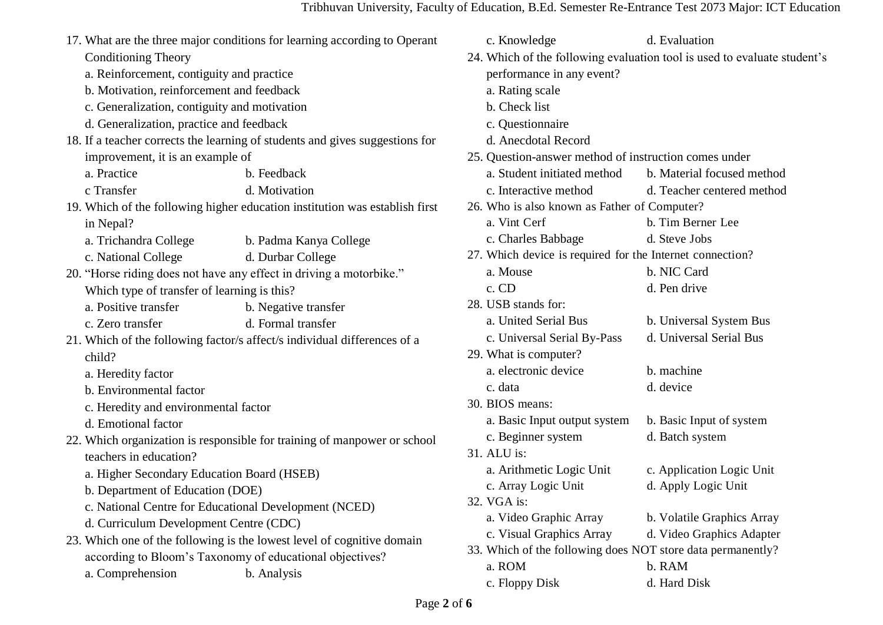17. What are the three major conditions for learning according to Operant Conditioning Theory
    a. Reinforcement, contiguity and practice
    b. Motivation, reinforcement and feedback
    c. Generalization, contiguity and motivation
    d. Generalization, practice and feedback
18. If a teacher corrects the learning of students and gives suggestions for improvement, it is an example of
    a. Practice b. Feedback
    c Transfer d. Motivation
19. Which of the following higher education institution was establish first in Nepal?
    a. Trichandra College b. Padma Kanya College
    c. National College d. Durbar College
20. "Horse riding does not have any effect in driving a motorbike." Which type of transfer of learning is this?
    a. Positive transfer b. Negative transfer
    c. Zero transfer d. Formal transfer
21. Which of the following factor/s affect/s individual differences of a child?
    a. Heredity factor
    b. Environmental factor
    c. Heredity and environmental factor
    d. Emotional factor
22. Which organization is responsible for training of manpower or school teachers in education?
    a. Higher Secondary Education Board (HSEB)
    b. Department of Education (DOE)
    c. National Centre for Educational Development (NCED)
    d. Curriculum Development Centre (CDC)
23. Which one of the following is the lowest level of cognitive domain according to Bloom's Taxonomy of educational objectives?
    a. Comprehension b. Analysis
    c. Knowledge d. Evaluation
24. Which of the following evaluation tool is used to evaluate student's performance in any event?
    a. Rating scale
    b. Check list
    c. Questionnaire
    d. Anecdotal Record
25. Question-answer method of instruction comes under
    a. Student initiated method b. Material focused method
    c. Interactive method d. Teacher centered method
26. Who is also known as Father of Computer?
    a. Vint Cerf b. Tim Berner Lee
    c. Charles Babbage d. Steve Jobs
27. Which device is required for the Internet connection?
    a. Mouse b. NIC Card
    c. CD d. Pen drive
28. USB stands for:
    a. United Serial Bus b. Universal System Bus
    c. Universal Serial By-Pass d. Universal Serial Bus
29. What is computer?
    a. electronic device b. machine
    c. data d. device
30. BIOS means:
    a. Basic Input output system b. Basic Input of system
    c. Beginner system d. Batch system
31. ALU is:
    a. Arithmetic Logic Unit c. Application Logic Unit
    c. Array Logic Unit d. Apply Logic Unit
32. VGA is:
    a. Video Graphic Array b. Volatile Graphics Array
    c. Visual Graphics Array d. Video Graphics Adapter
33. Which of the following does NOT store data permanently?
    a. ROM b. RAM
    c. Floppy Disk d. Hard Disk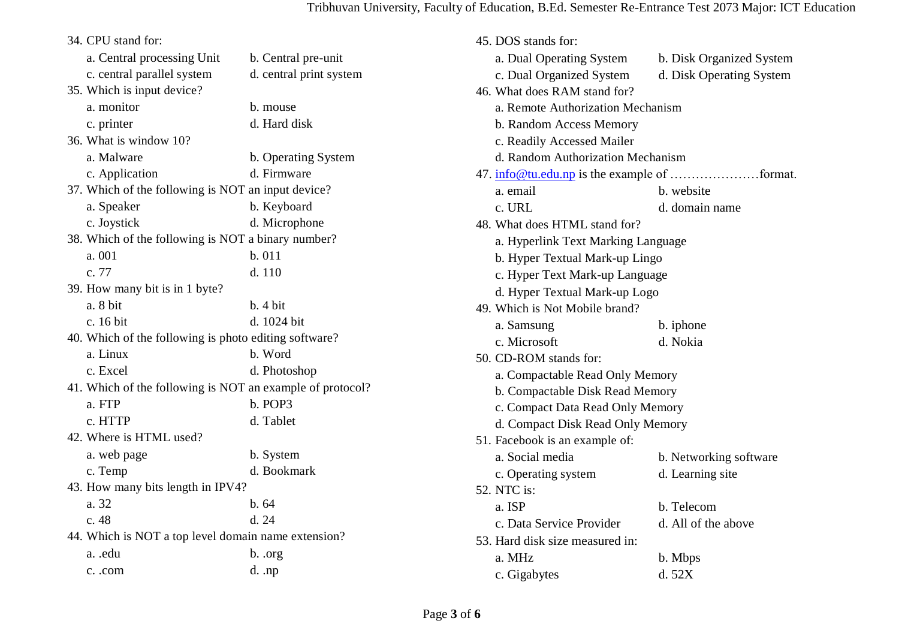34. CPU stand for:
    - a. Central processing Unit
    - b. Central pre-unit
    - c. central parallel system
    - d. central print system
35. Which is input device?
    - a. monitor
    - b. mouse
    - c. printer
    - d. Hard disk
36. What is window 10?
    - a. Malware
    - b. Operating System
    - c. Application
    - d. Firmware
37. Which of the following is NOT an input device?
    - a. Speaker
    - b. Keyboard
    - c. Joystick
    - d. Microphone
38. Which of the following is NOT a binary number?
    - a. 001
    - b. 011
    - c. 77
    - d. 110
39. How many bit is in 1 byte?
    - a. 8 bit
    - b. 4 bit
    - c. 16 bit
    - d. 1024 bit
40. Which of the following is photo editing software?
    - a. Linux
    - b. Word
    - c. Excel
    - d. Photoshop
41. Which of the following is NOT an example of protocol?
    - a. FTP
    - b. POP3
    - c. HTTP
    - d. Tablet
42. Where is HTML used?
    - a. web page
    - b. System
    - c. Temp
    - d. Bookmark
43. How many bits length in IPV4?
    - a. 32
    - b. 64
    - c. 48
    - d. 24
44. Which is NOT a top level domain name extension?
    - a. .edu
    - b. .org
    - c. .com
    - d. .np
45. DOS stands for:
    - a. Dual Operating System
    - b. Disk Organized System
    - c. Dual Organized System
    - d. Disk Operating System
46. What does RAM stand for?
    - a. Remote Authorization Mechanism
    - b. Random Access Memory
    - c. Readily Accessed Mailer
    - d. Random Authorization Mechanism
47. info@tu.edu.np is the example of …………………format.
    - a. email
    - b. website
    - c. URL
    - d. domain name
48. What does HTML stand for?
    - a. Hyperlink Text Marking Language
    - b. Hyper Textual Mark-up Lingo
    - c. Hyper Text Mark-up Language
    - d. Hyper Textual Mark-up Logo
49. Which is Not Mobile brand?
    - a. Samsung
    - b. iphone
    - c. Microsoft
    - d. Nokia
50. CD-ROM stands for:
    - a. Compactable Read Only Memory
    - b. Compactable Disk Read Memory
    - c. Compact Data Read Only Memory
    - d. Compact Disk Read Only Memory
51. Facebook is an example of:
    - a. Social media
    - b. Networking software
    - c. Operating system
    - d. Learning site
52. NTC is:
    - a. ISP
    - b. Telecom
    - c. Data Service Provider
    - d. All of the above
53. Hard disk size measured in:
    - a. MHz
    - b. Mbps
    - c. Gigabytes
    - d. 52X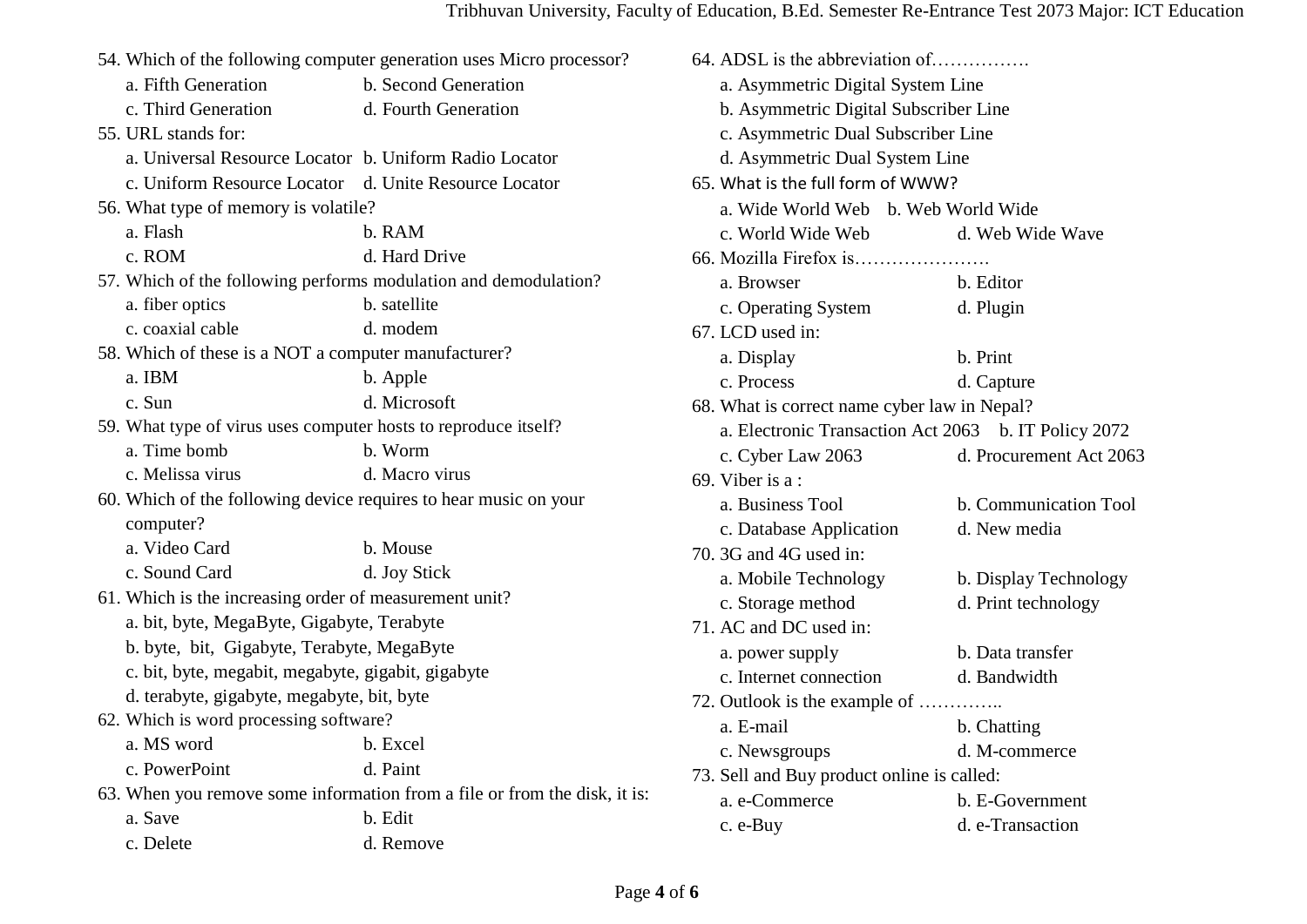54. Which of the following computer generation uses Micro processor?
   a. Fifth Generation b. Second Generation
   c. Third Generation d. Fourth Generation
55. URL stands for:
   a. Universal Resource Locator b. Uniform Radio Locator
   c. Uniform Resource Locator d. Unite Resource Locator
56. What type of memory is volatile?
   a. Flash b. RAM
   c. ROM d. Hard Drive
57. Which of the following performs modulation and demodulation?
   a. fiber optics b. satellite
   c. coaxial cable d. modem
58. Which of these is a NOT a computer manufacturer?
   a. IBM b. Apple
   c. Sun d. Microsoft
59. What type of virus uses computer hosts to reproduce itself?
   a. Time bomb b. Worm
   c. Melissa virus d. Macro virus
60. Which of the following device requires to hear music on your computer?
   a. Video Card b. Mouse
   c. Sound Card d. Joy Stick
61. Which is the increasing order of measurement unit?
   a. bit, byte, MegaByte, Gigabyte, Terabyte
   b. byte, bit, Gigabyte, Terabyte, MegaByte
   c. bit, byte, megabit, megabyte, gigabit, gigabyte
   d. terabyte, gigabyte, megabyte, bit, byte
62. Which is word processing software?
   a. MS word b. Excel
   c. PowerPoint d. Paint
63. When you remove some information from a file or from the disk, it is:
   a. Save b. Edit
   c. Delete d. Remove
64. ADSL is the abbreviation of…………….
   a. Asymmetric Digital System Line
   b. Asymmetric Digital Subscriber Line
   c. Asymmetric Dual Subscriber Line
   d. Asymmetric Dual System Line
65. What is the full form of WWW?
   a. Wide World Web b. Web World Wide
   c. World Wide Web d. Web Wide Wave
66. Mozilla Firefox is………………….
   a. Browser b. Editor
   c. Operating System d. Plugin
67. LCD used in:
   a. Display b. Print
   c. Process d. Capture
68. What is correct name cyber law in Nepal?
   a. Electronic Transaction Act 2063 b. IT Policy 2072
   c. Cyber Law 2063 d. Procurement Act 2063
69. Viber is a :
   a. Business Tool b. Communication Tool
   c. Database Application d. New media
70. 3G and 4G used in:
   a. Mobile Technology b. Display Technology
   c. Storage method d. Print technology
71. AC and DC used in:
   a. power supply b. Data transfer
   c. Internet connection d. Bandwidth
72. Outlook is the example of …………..
   a. E-mail b. Chatting
   c. Newsgroups d. M-commerce
73. Sell and Buy product online is called:
   a. e-Commerce b. E-Government
   c. e-Buy d. e-Transaction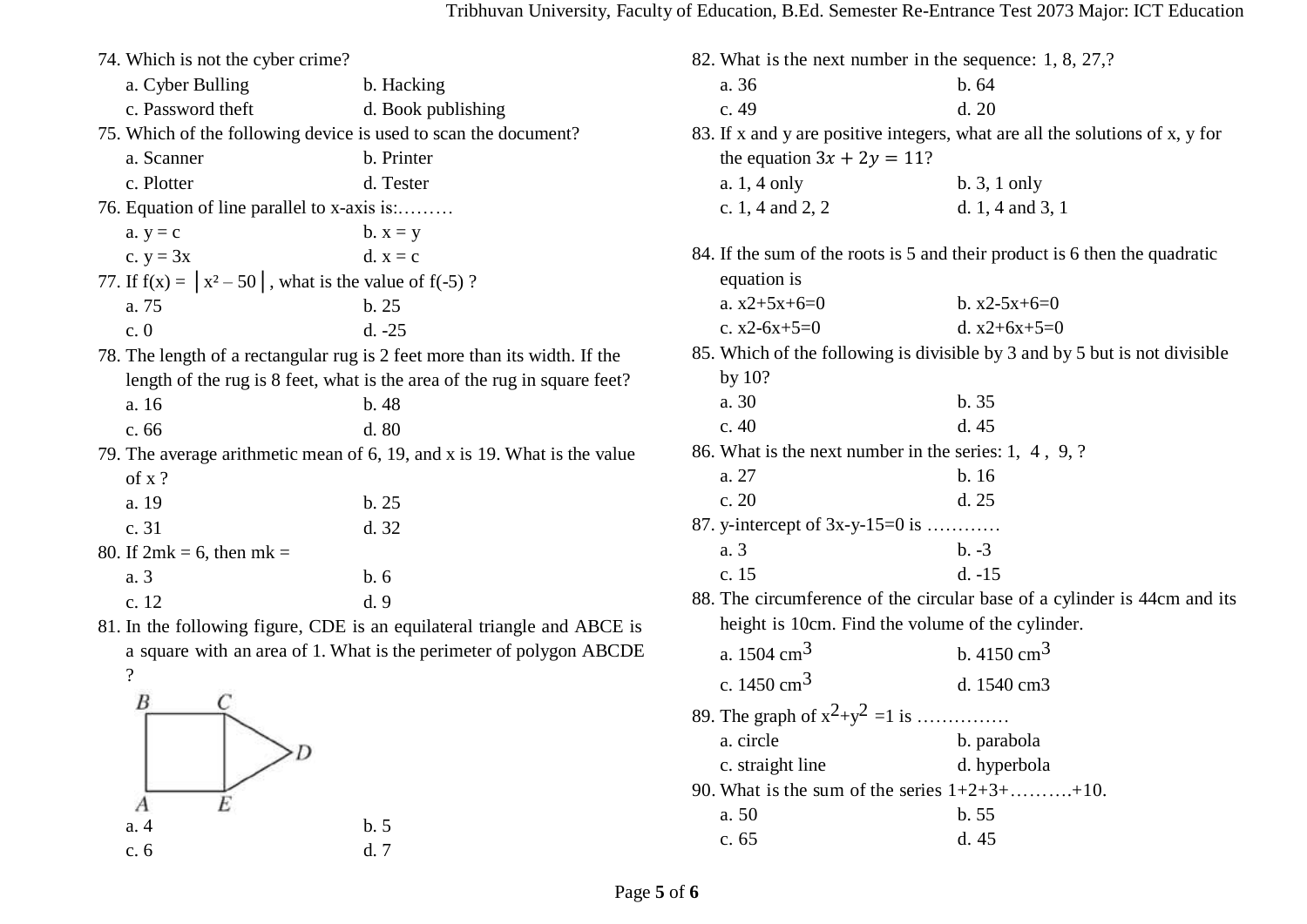74. Which is not the cyber crime?
    a. Cyber Bulling
    b. Hacking
    c. Password theft
    d. Book publishing

75. Which of the following device is used to scan the document?
    a. Scanner
    b. Printer
    c. Plotter
    d. Tester

76. Equation of line parallel to x-axis is:………
    a. y = c
    b. x = y
    c. y = 3x
    d. x = c

77. If f(x) = $|x^2 - 50|$, what is the value of f(-5) ?
    a. 75
    b. 25
    c. 0
    d. -25

78. The length of a rectangular rug is 2 feet more than its width. If the length of the rug is 8 feet, what is the area of the rug in square feet?
    a. 16
    b. 48
    c. 66
    d. 80

79. The average arithmetic mean of 6, 19, and x is 19. What is the value of x ?
    a. 19
    b. 25
    c. 31
    d. 32

80. If 2mk = 6, then mk =
    a. 3
    b. 6
    c. 12
    d. 9

81. In the following figure, CDE is an equilateral triangle and ABCE is a square with an area of 1. What is the perimeter of polygon ABCDE ?
    a. 4
    b. 5
    c. 6
    d. 7

82. What is the next number in the sequence: 1, 8, 27,?
    a. 36
    b. 64
    c. 49
    d. 20

83. If x and y are positive integers, what are all the solutions of x, y for the equation $3x + 2y = 11$?
    a. 1, 4 only
    b. 3, 1 only
    c. 1, 4 and 2, 2
    d. 1, 4 and 3, 1

84. If the sum of the roots is 5 and their product is 6 then the quadratic equation is
    a. x2+5x+6=0
    b. x2-5x+6=0
    c. x2-6x+5=0
    d. x2+6x+5=0

85. Which of the following is divisible by 3 and by 5 but is not divisible by 10?
    a. 30
    b. 35
    c. 40
    d. 45

86. What is the next number in the series: 1, 4 , 9, ?
    a. 27
    b. 16
    c. 20
    d. 25

87. y-intercept of 3x-y-15=0 is ………..
    a. 3
    b. -3
    c. 15
    d. -15

88. The circumference of the circular base of a cylinder is 44cm and its height is 10cm. Find the volume of the cylinder.
    a. 1504 $cm^3$
    b. 4150 $cm^3$
    c. 1450 $cm^3$
    d. 1540 cm3

89. The graph of $x^2+y^2=1$ is ……………
    a. circle
    b. parabola
    c. straight line
    d. hyperbola

90. What is the sum of the series 1+2+3+……….+10.
    a. 50
    b. 55
    c. 65
    d. 45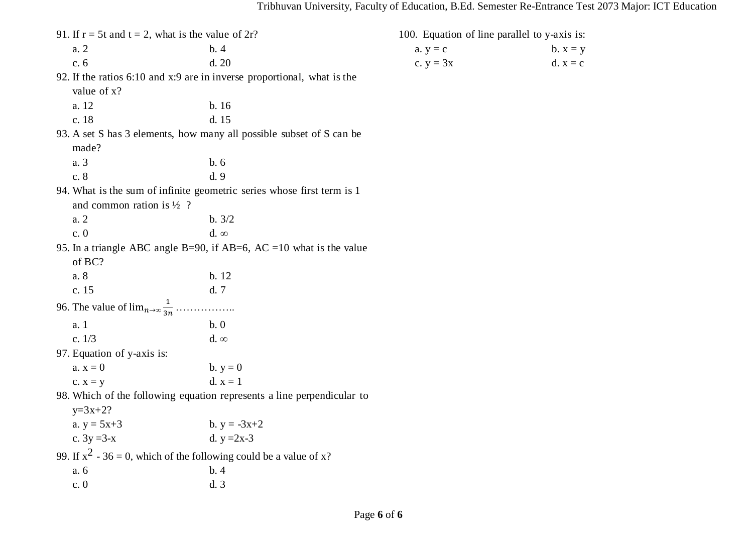91. If r = 5t and t = 2, what is the value of 2r?
    a. 2  b. 4
    c. 6  d. 20

92. If the ratios 6:10 and x:9 are in inverse proportional, what is the value of x?
    a. 12  b. 16
    c. 18  d. 15

93. A set S has 3 elements, how many all possible subset of S can be made?
    a. 3  b. 6
    c. 8  d. 9

94. What is the sum of infinite geometric series whose first term is 1 and common ration is ½ ?
    a. 2  b. 3/2
    c. 0  d. ∞

95. In a triangle ABC angle B=90, if AB=6, AC =10 what is the value of BC?
    a. 8  b. 12
    c. 15  d. 7

96. The value of $\lim_{n \to \infty} \frac{1}{3n}$ ……………..
    a. 1  b. 0
    c. 1/3  d. ∞

97. Equation of y-axis is:
    a. x = 0  b. y = 0
    c. x = y  d. x = 1

98. Which of the following equation represents a line perpendicular to y=3x+2?
    a. y = 5x+3  b. y = -3x+2
    c. 3y =3-x  d. y =2x-3

99. If $x^2$ - 36 = 0, which of the following could be a value of x?
    a. 6  b. 4
    c. 0  d. 3

100. Equation of line parallel to y-axis is:
    a. y = c  b. x = y
    c. y = 3x  d. x = c